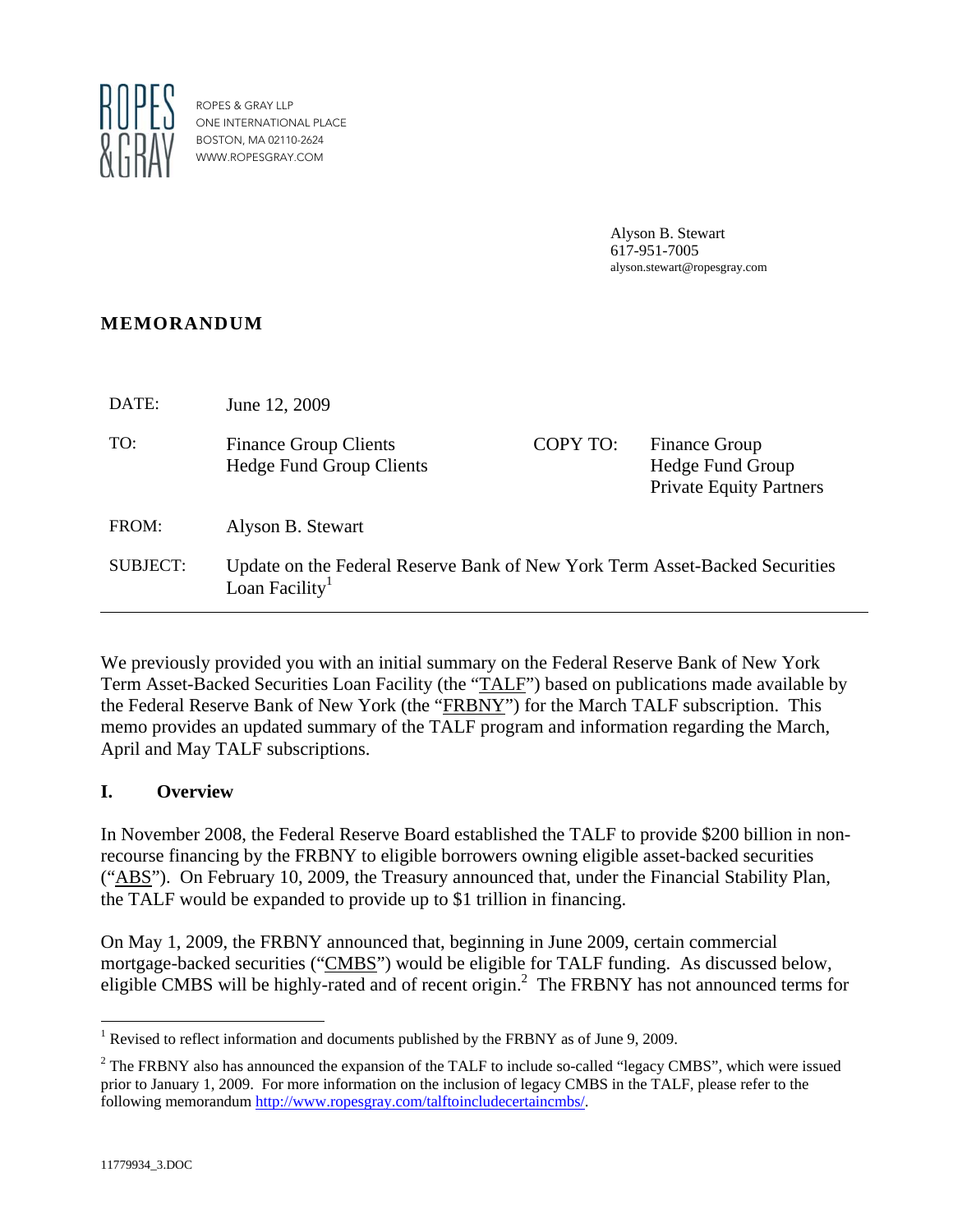ROPES & GRAY LLP
ONE INTERNATIONAL PLACE
BOSTON, MA 02110-2624
WWW.ROPESGRAY.COM

Alyson B. Stewart
617-951-7005
alyson.stewart@ropesgray.com

**MEMORANDUM**

| | | | |
|---|---|---|---|
| DATE: | June 12, 2009 | | |
| TO: | Finance Group Clients<br>Hedge Fund Group Clients | COPY TO: | Finance Group<br>Hedge Fund Group<br>Private Equity Partners |
| FROM: | Alyson B. Stewart | | |
| SUBJECT: | Update on the Federal Reserve Bank of New York Term Asset-Backed Securities Loan Facility[1] | | |

We previously provided you with an initial summary on the Federal Reserve Bank of New York Term Asset-Backed Securities Loan Facility (the "TALF") based on publications made available by the Federal Reserve Bank of New York (the "FRBNY") for the March TALF subscription. This memo provides an updated summary of the TALF program and information regarding the March, April and May TALF subscriptions.

## I. Overview

In November 2008, the Federal Reserve Board established the TALF to provide $200 billion in non-recourse financing by the FRBNY to eligible borrowers owning eligible asset-backed securities ("ABS"). On February 10, 2009, the Treasury announced that, under the Financial Stability Plan, the TALF would be expanded to provide up to $1 trillion in financing.

On May 1, 2009, the FRBNY announced that, beginning in June 2009, certain commercial mortgage-backed securities ("CMBS") would be eligible for TALF funding. As discussed below, eligible CMBS will be highly-rated and of recent origin.[2] The FRBNY has not announced terms for

---

[1] Revised to reflect information and documents published by the FRBNY as of June 9, 2009.

[2] The FRBNY also has announced the expansion of the TALF to include so-called "legacy CMBS", which were issued prior to January 1, 2009. For more information on the inclusion of legacy CMBS in the TALF, please refer to the following memorandum http://www.ropesgray.com/talftoincludecertaincmbs/.

11779934_3.DOC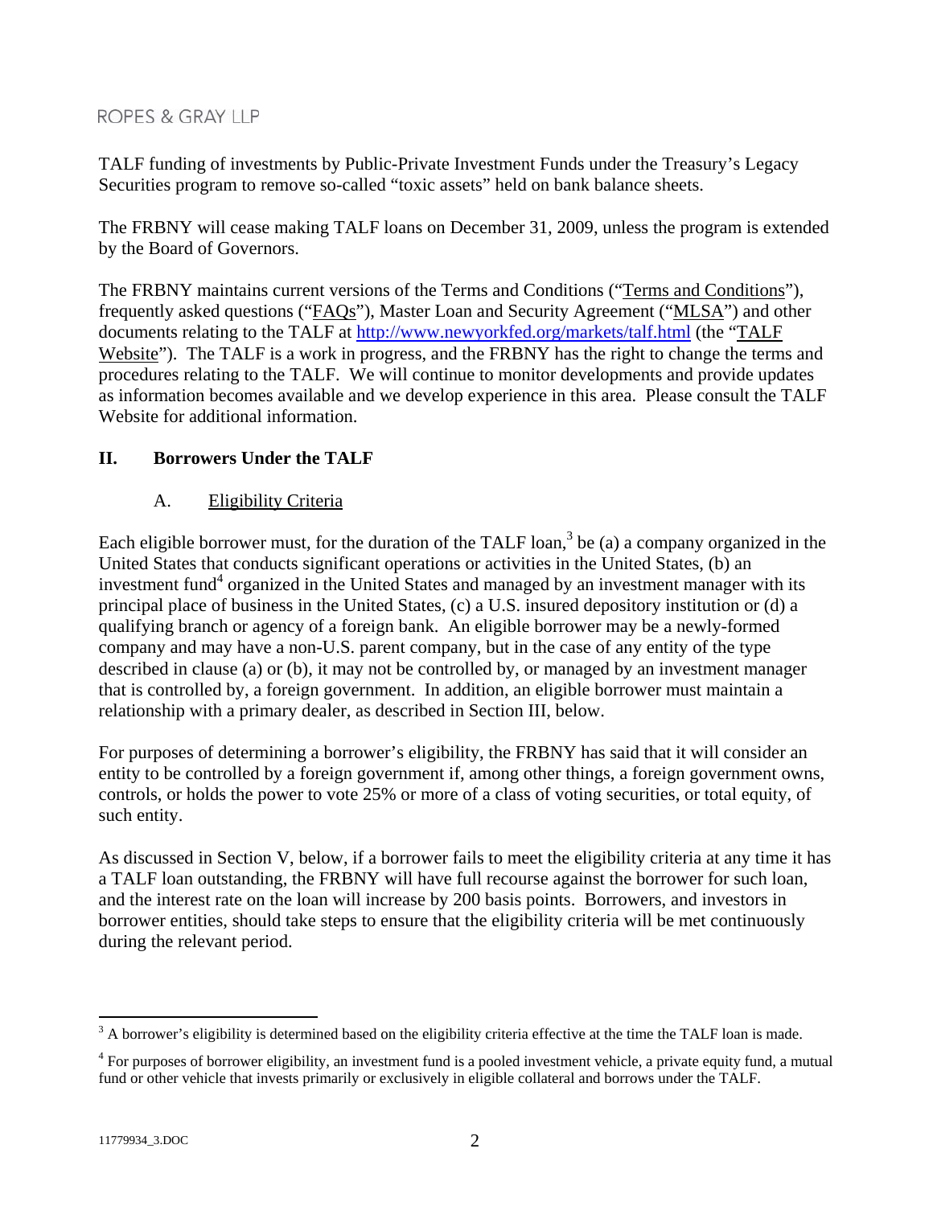TALF funding of investments by Public-Private Investment Funds under the Treasury's Legacy Securities program to remove so-called "toxic assets" held on bank balance sheets.

The FRBNY will cease making TALF loans on December 31, 2009, unless the program is extended by the Board of Governors.

The FRBNY maintains current versions of the Terms and Conditions ("Terms and Conditions"), frequently asked questions ("FAQs"), Master Loan and Security Agreement ("MLSA") and other documents relating to the TALF at http://www.newyorkfed.org/markets/talf.html (the "TALF Website"). The TALF is a work in progress, and the FRBNY has the right to change the terms and procedures relating to the TALF. We will continue to monitor developments and provide updates as information becomes available and we develop experience in this area. Please consult the TALF Website for additional information.

## II. Borrowers Under the TALF

### A. Eligibility Criteria

Each eligible borrower must, for the duration of the TALF loan,[3] be (a) a company organized in the United States that conducts significant operations or activities in the United States, (b) an investment fund[4] organized in the United States and managed by an investment manager with its principal place of business in the United States, (c) a U.S. insured depository institution or (d) a qualifying branch or agency of a foreign bank. An eligible borrower may be a newly-formed company and may have a non-U.S. parent company, but in the case of any entity of the type described in clause (a) or (b), it may not be controlled by, or managed by an investment manager that is controlled by, a foreign government. In addition, an eligible borrower must maintain a relationship with a primary dealer, as described in Section III, below.

For purposes of determining a borrower's eligibility, the FRBNY has said that it will consider an entity to be controlled by a foreign government if, among other things, a foreign government owns, controls, or holds the power to vote 25% or more of a class of voting securities, or total equity, of such entity.

As discussed in Section V, below, if a borrower fails to meet the eligibility criteria at any time it has a TALF loan outstanding, the FRBNY will have full recourse against the borrower for such loan, and the interest rate on the loan will increase by 200 basis points. Borrowers, and investors in borrower entities, should take steps to ensure that the eligibility criteria will be met continuously during the relevant period.

---

[3] A borrower's eligibility is determined based on the eligibility criteria effective at the time the TALF loan is made.

[4] For purposes of borrower eligibility, an investment fund is a pooled investment vehicle, a private equity fund, a mutual fund or other vehicle that invests primarily or exclusively in eligible collateral and borrows under the TALF.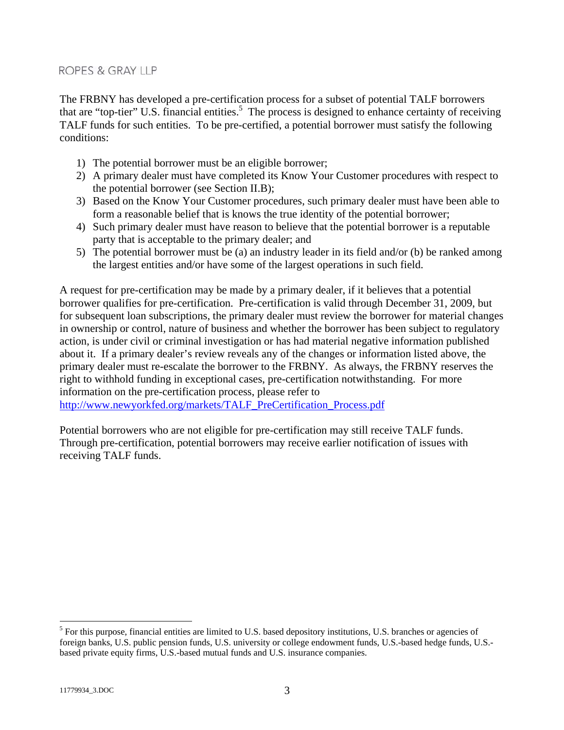The FRBNY has developed a pre-certification process for a subset of potential TALF borrowers that are "top-tier" U.S. financial entities.[5] The process is designed to enhance certainty of receiving TALF funds for such entities. To be pre-certified, a potential borrower must satisfy the following conditions:

1) The potential borrower must be an eligible borrower;
2) A primary dealer must have completed its Know Your Customer procedures with respect to the potential borrower (see Section II.B);
3) Based on the Know Your Customer procedures, such primary dealer must have been able to form a reasonable belief that is knows the true identity of the potential borrower;
4) Such primary dealer must have reason to believe that the potential borrower is a reputable party that is acceptable to the primary dealer; and
5) The potential borrower must be (a) an industry leader in its field and/or (b) be ranked among the largest entities and/or have some of the largest operations in such field.

A request for pre-certification may be made by a primary dealer, if it believes that a potential borrower qualifies for pre-certification. Pre-certification is valid through December 31, 2009, but for subsequent loan subscriptions, the primary dealer must review the borrower for material changes in ownership or control, nature of business and whether the borrower has been subject to regulatory action, is under civil or criminal investigation or has had material negative information published about it. If a primary dealer's review reveals any of the changes or information listed above, the primary dealer must re-escalate the borrower to the FRBNY. As always, the FRBNY reserves the right to withhold funding in exceptional cases, pre-certification notwithstanding. For more information on the pre-certification process, please refer to http://www.newyorkfed.org/markets/TALF_PreCertification_Process.pdf

Potential borrowers who are not eligible for pre-certification may still receive TALF funds. Through pre-certification, potential borrowers may receive earlier notification of issues with receiving TALF funds.

---

[5] For this purpose, financial entities are limited to U.S. based depository institutions, U.S. branches or agencies of foreign banks, U.S. public pension funds, U.S. university or college endowment funds, U.S.-based hedge funds, U.S.-based private equity firms, U.S.-based mutual funds and U.S. insurance companies.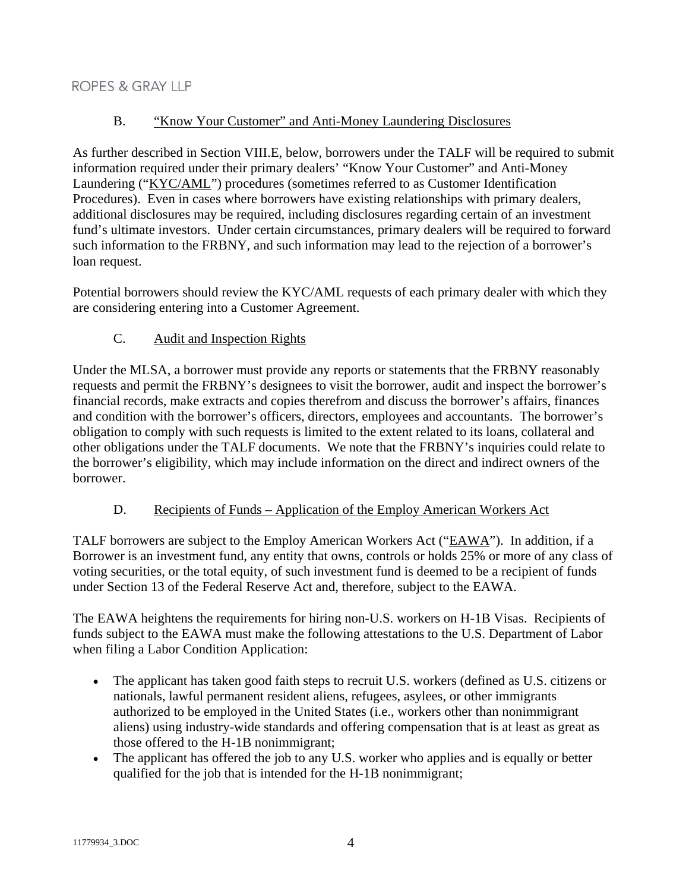### B. "Know Your Customer" and Anti-Money Laundering Disclosures

As further described in Section VIII.E, below, borrowers under the TALF will be required to submit information required under their primary dealers' "Know Your Customer" and Anti-Money Laundering ("KYC/AML") procedures (sometimes referred to as Customer Identification Procedures). Even in cases where borrowers have existing relationships with primary dealers, additional disclosures may be required, including disclosures regarding certain of an investment fund's ultimate investors. Under certain circumstances, primary dealers will be required to forward such information to the FRBNY, and such information may lead to the rejection of a borrower's loan request.

Potential borrowers should review the KYC/AML requests of each primary dealer with which they are considering entering into a Customer Agreement.

### C. Audit and Inspection Rights

Under the MLSA, a borrower must provide any reports or statements that the FRBNY reasonably requests and permit the FRBNY's designees to visit the borrower, audit and inspect the borrower's financial records, make extracts and copies therefrom and discuss the borrower's affairs, finances and condition with the borrower's officers, directors, employees and accountants. The borrower's obligation to comply with such requests is limited to the extent related to its loans, collateral and other obligations under the TALF documents. We note that the FRBNY's inquiries could relate to the borrower's eligibility, which may include information on the direct and indirect owners of the borrower.

### D. Recipients of Funds – Application of the Employ American Workers Act

TALF borrowers are subject to the Employ American Workers Act ("EAWA"). In addition, if a Borrower is an investment fund, any entity that owns, controls or holds 25% or more of any class of voting securities, or the total equity, of such investment fund is deemed to be a recipient of funds under Section 13 of the Federal Reserve Act and, therefore, subject to the EAWA.

The EAWA heightens the requirements for hiring non-U.S. workers on H-1B Visas. Recipients of funds subject to the EAWA must make the following attestations to the U.S. Department of Labor when filing a Labor Condition Application:

- The applicant has taken good faith steps to recruit U.S. workers (defined as U.S. citizens or nationals, lawful permanent resident aliens, refugees, asylees, or other immigrants authorized to be employed in the United States (i.e., workers other than nonimmigrant aliens) using industry-wide standards and offering compensation that is at least as great as those offered to the H-1B nonimmigrant;
- The applicant has offered the job to any U.S. worker who applies and is equally or better qualified for the job that is intended for the H-1B nonimmigrant;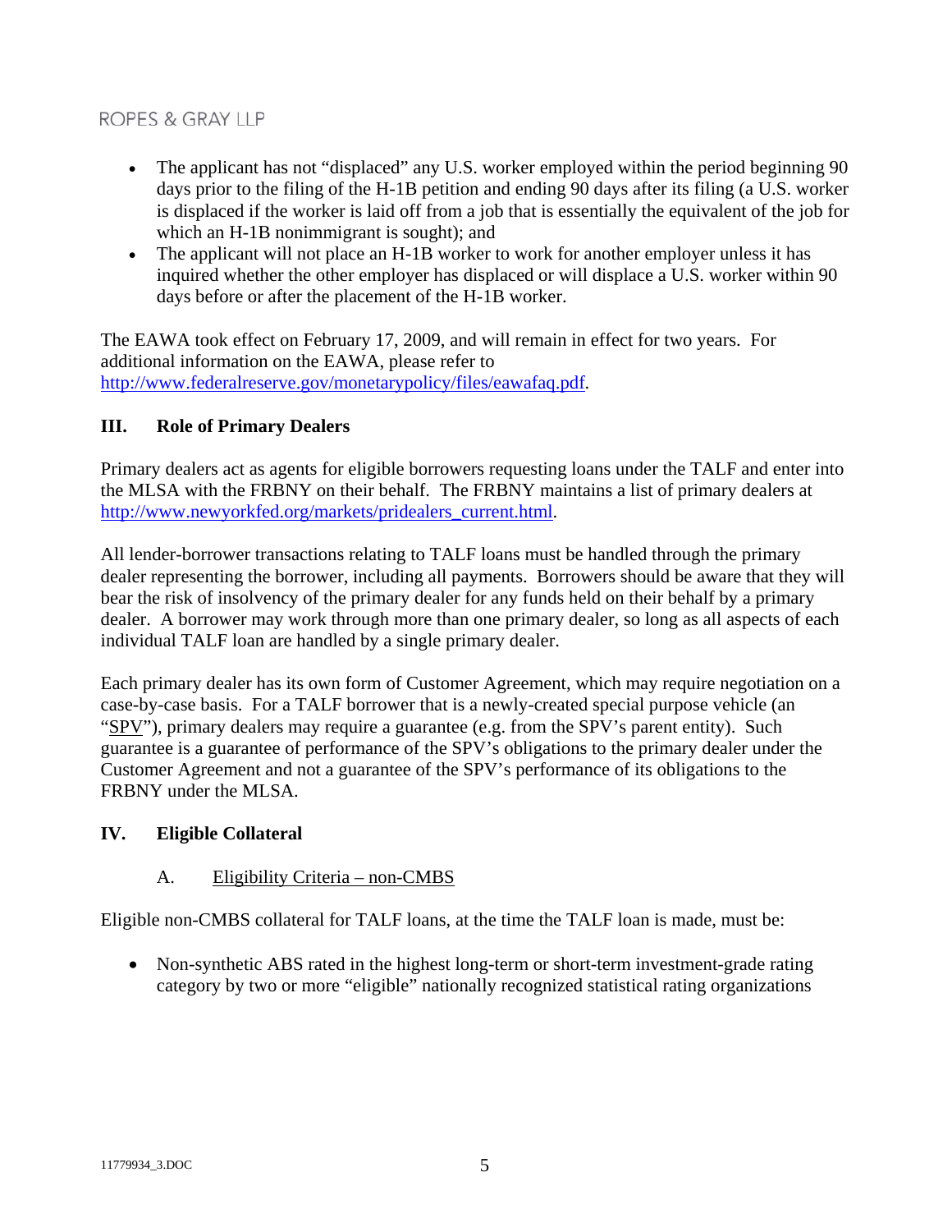- The applicant has not "displaced" any U.S. worker employed within the period beginning 90 days prior to the filing of the H-1B petition and ending 90 days after its filing (a U.S. worker is displaced if the worker is laid off from a job that is essentially the equivalent of the job for which an H-1B nonimmigrant is sought); and
- The applicant will not place an H-1B worker to work for another employer unless it has inquired whether the other employer has displaced or will displace a U.S. worker within 90 days before or after the placement of the H-1B worker.

The EAWA took effect on February 17, 2009, and will remain in effect for two years. For additional information on the EAWA, please refer to http://www.federalreserve.gov/monetarypolicy/files/eawafaq.pdf.

## III. Role of Primary Dealers

Primary dealers act as agents for eligible borrowers requesting loans under the TALF and enter into the MLSA with the FRBNY on their behalf. The FRBNY maintains a list of primary dealers at http://www.newyorkfed.org/markets/pridealers_current.html.

All lender-borrower transactions relating to TALF loans must be handled through the primary dealer representing the borrower, including all payments. Borrowers should be aware that they will bear the risk of insolvency of the primary dealer for any funds held on their behalf by a primary dealer. A borrower may work through more than one primary dealer, so long as all aspects of each individual TALF loan are handled by a single primary dealer.

Each primary dealer has its own form of Customer Agreement, which may require negotiation on a case-by-case basis. For a TALF borrower that is a newly-created special purpose vehicle (an "SPV"), primary dealers may require a guarantee (e.g. from the SPV's parent entity). Such guarantee is a guarantee of performance of the SPV's obligations to the primary dealer under the Customer Agreement and not a guarantee of the SPV's performance of its obligations to the FRBNY under the MLSA.

## IV. Eligible Collateral

### A. Eligibility Criteria – non-CMBS

Eligible non-CMBS collateral for TALF loans, at the time the TALF loan is made, must be:

- Non-synthetic ABS rated in the highest long-term or short-term investment-grade rating category by two or more "eligible" nationally recognized statistical rating organizations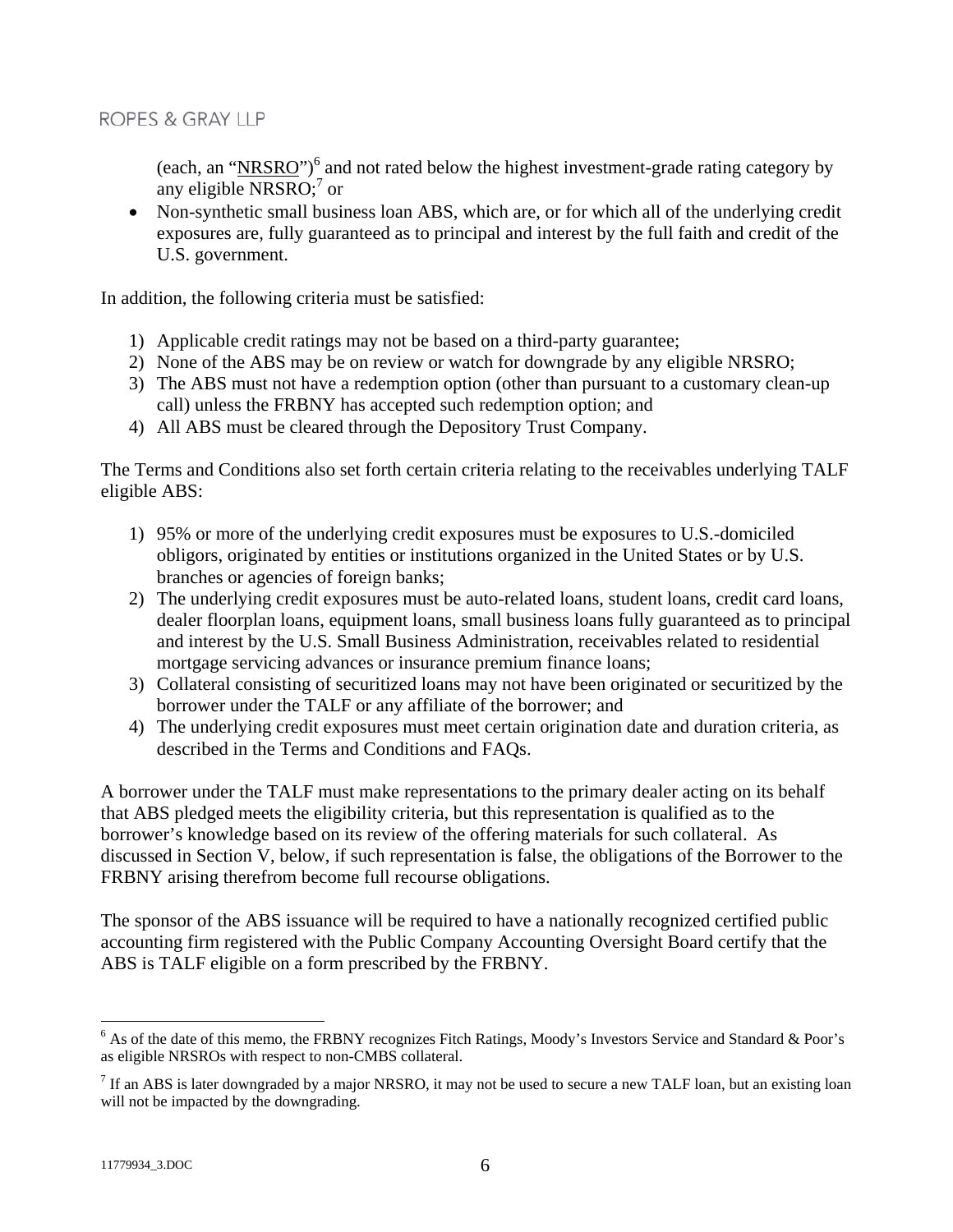(each, an "NRSRO")[6] and not rated below the highest investment-grade rating category by any eligible NRSRO;[7] or

- Non-synthetic small business loan ABS, which are, or for which all of the underlying credit exposures are, fully guaranteed as to principal and interest by the full faith and credit of the U.S. government.

In addition, the following criteria must be satisfied:

1) Applicable credit ratings may not be based on a third-party guarantee;
2) None of the ABS may be on review or watch for downgrade by any eligible NRSRO;
3) The ABS must not have a redemption option (other than pursuant to a customary clean-up call) unless the FRBNY has accepted such redemption option; and
4) All ABS must be cleared through the Depository Trust Company.

The Terms and Conditions also set forth certain criteria relating to the receivables underlying TALF eligible ABS:

1) 95% or more of the underlying credit exposures must be exposures to U.S.-domiciled obligors, originated by entities or institutions organized in the United States or by U.S. branches or agencies of foreign banks;
2) The underlying credit exposures must be auto-related loans, student loans, credit card loans, dealer floorplan loans, equipment loans, small business loans fully guaranteed as to principal and interest by the U.S. Small Business Administration, receivables related to residential mortgage servicing advances or insurance premium finance loans;
3) Collateral consisting of securitized loans may not have been originated or securitized by the borrower under the TALF or any affiliate of the borrower; and
4) The underlying credit exposures must meet certain origination date and duration criteria, as described in the Terms and Conditions and FAQs.

A borrower under the TALF must make representations to the primary dealer acting on its behalf that ABS pledged meets the eligibility criteria, but this representation is qualified as to the borrower's knowledge based on its review of the offering materials for such collateral. As discussed in Section V, below, if such representation is false, the obligations of the Borrower to the FRBNY arising therefrom become full recourse obligations.

The sponsor of the ABS issuance will be required to have a nationally recognized certified public accounting firm registered with the Public Company Accounting Oversight Board certify that the ABS is TALF eligible on a form prescribed by the FRBNY.

---

[6] As of the date of this memo, the FRBNY recognizes Fitch Ratings, Moody's Investors Service and Standard & Poor's as eligible NRSROs with respect to non-CMBS collateral.

[7] If an ABS is later downgraded by a major NRSRO, it may not be used to secure a new TALF loan, but an existing loan will not be impacted by the downgrading.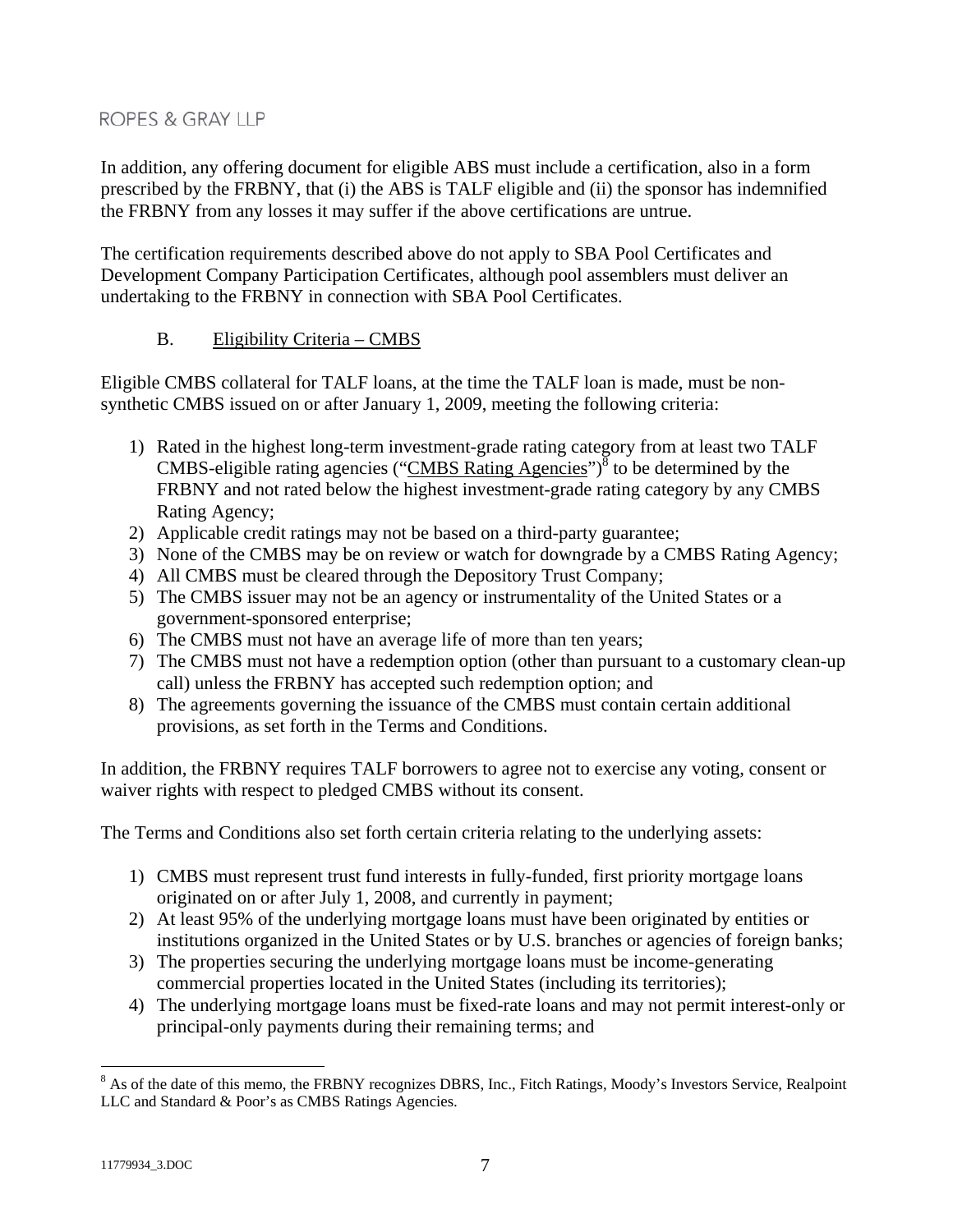In addition, any offering document for eligible ABS must include a certification, also in a form prescribed by the FRBNY, that (i) the ABS is TALF eligible and (ii) the sponsor has indemnified the FRBNY from any losses it may suffer if the above certifications are untrue.

The certification requirements described above do not apply to SBA Pool Certificates and Development Company Participation Certificates, although pool assemblers must deliver an undertaking to the FRBNY in connection with SBA Pool Certificates.

## B. Eligibility Criteria – CMBS

Eligible CMBS collateral for TALF loans, at the time the TALF loan is made, must be non-synthetic CMBS issued on or after January 1, 2009, meeting the following criteria:

1) Rated in the highest long-term investment-grade rating category from at least two TALF CMBS-eligible rating agencies ("CMBS Rating Agencies")[8] to be determined by the FRBNY and not rated below the highest investment-grade rating category by any CMBS Rating Agency;
2) Applicable credit ratings may not be based on a third-party guarantee;
3) None of the CMBS may be on review or watch for downgrade by a CMBS Rating Agency;
4) All CMBS must be cleared through the Depository Trust Company;
5) The CMBS issuer may not be an agency or instrumentality of the United States or a government-sponsored enterprise;
6) The CMBS must not have an average life of more than ten years;
7) The CMBS must not have a redemption option (other than pursuant to a customary clean-up call) unless the FRBNY has accepted such redemption option; and
8) The agreements governing the issuance of the CMBS must contain certain additional provisions, as set forth in the Terms and Conditions.

In addition, the FRBNY requires TALF borrowers to agree not to exercise any voting, consent or waiver rights with respect to pledged CMBS without its consent.

The Terms and Conditions also set forth certain criteria relating to the underlying assets:

1) CMBS must represent trust fund interests in fully-funded, first priority mortgage loans originated on or after July 1, 2008, and currently in payment;
2) At least 95% of the underlying mortgage loans must have been originated by entities or institutions organized in the United States or by U.S. branches or agencies of foreign banks;
3) The properties securing the underlying mortgage loans must be income-generating commercial properties located in the United States (including its territories);
4) The underlying mortgage loans must be fixed-rate loans and may not permit interest-only or principal-only payments during their remaining terms; and

---

[8] As of the date of this memo, the FRBNY recognizes DBRS, Inc., Fitch Ratings, Moody's Investors Service, Realpoint LLC and Standard & Poor's as CMBS Ratings Agencies.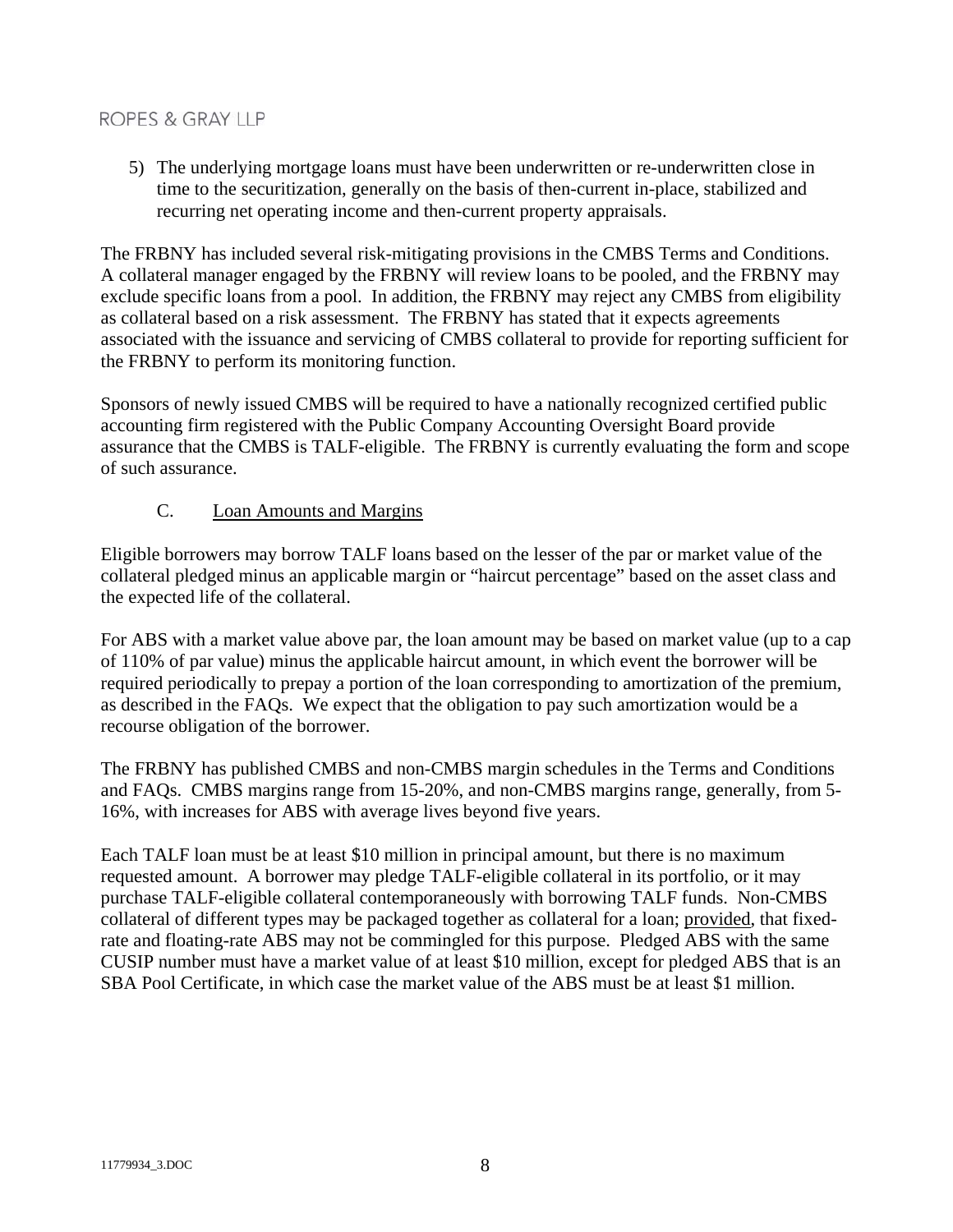5) The underlying mortgage loans must have been underwritten or re-underwritten close in time to the securitization, generally on the basis of then-current in-place, stabilized and recurring net operating income and then-current property appraisals.

The FRBNY has included several risk-mitigating provisions in the CMBS Terms and Conditions. A collateral manager engaged by the FRBNY will review loans to be pooled, and the FRBNY may exclude specific loans from a pool. In addition, the FRBNY may reject any CMBS from eligibility as collateral based on a risk assessment. The FRBNY has stated that it expects agreements associated with the issuance and servicing of CMBS collateral to provide for reporting sufficient for the FRBNY to perform its monitoring function.

Sponsors of newly issued CMBS will be required to have a nationally recognized certified public accounting firm registered with the Public Company Accounting Oversight Board provide assurance that the CMBS is TALF-eligible. The FRBNY is currently evaluating the form and scope of such assurance.

### C. Loan Amounts and Margins

Eligible borrowers may borrow TALF loans based on the lesser of the par or market value of the collateral pledged minus an applicable margin or "haircut percentage" based on the asset class and the expected life of the collateral.

For ABS with a market value above par, the loan amount may be based on market value (up to a cap of 110% of par value) minus the applicable haircut amount, in which event the borrower will be required periodically to prepay a portion of the loan corresponding to amortization of the premium, as described in the FAQs. We expect that the obligation to pay such amortization would be a recourse obligation of the borrower.

The FRBNY has published CMBS and non-CMBS margin schedules in the Terms and Conditions and FAQs. CMBS margins range from 15-20%, and non-CMBS margins range, generally, from 5-16%, with increases for ABS with average lives beyond five years.

Each TALF loan must be at least $10 million in principal amount, but there is no maximum requested amount. A borrower may pledge TALF-eligible collateral in its portfolio, or it may purchase TALF-eligible collateral contemporaneously with borrowing TALF funds. Non-CMBS collateral of different types may be packaged together as collateral for a loan; provided, that fixed-rate and floating-rate ABS may not be commingled for this purpose. Pledged ABS with the same CUSIP number must have a market value of at least $10 million, except for pledged ABS that is an SBA Pool Certificate, in which case the market value of the ABS must be at least $1 million.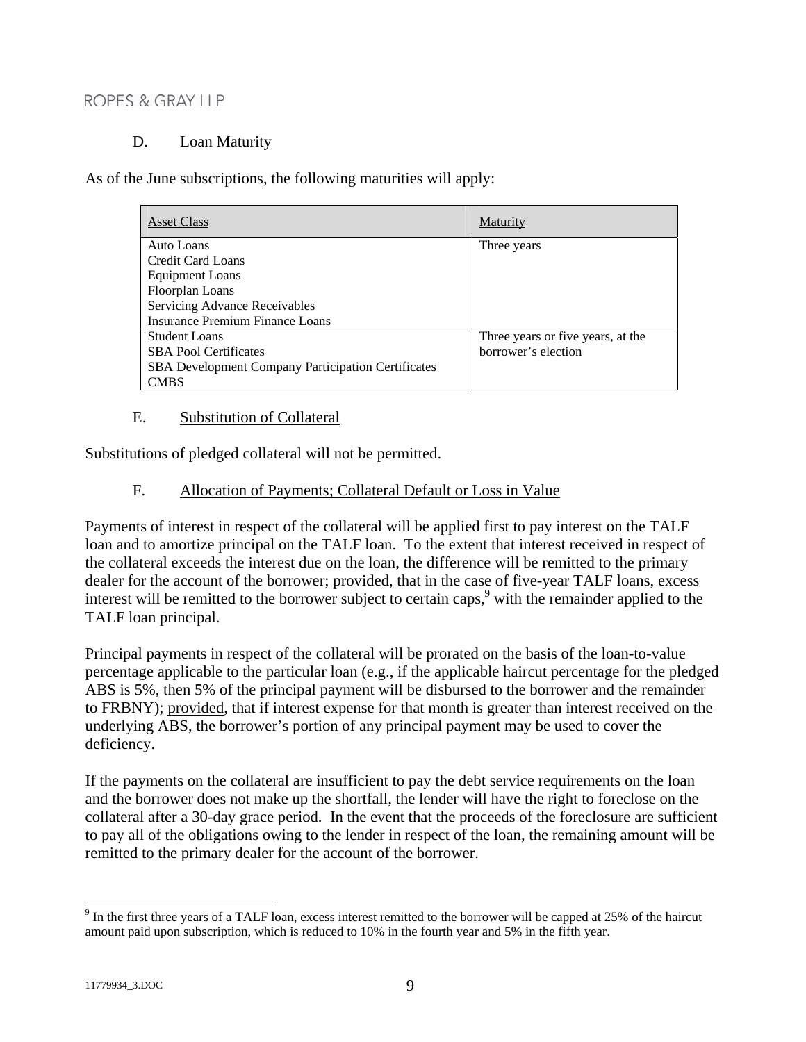### D. Loan Maturity

As of the June subscriptions, the following maturities will apply:

| Asset Class | Maturity |
|---|---|
| Auto Loans<br>Credit Card Loans<br>Equipment Loans<br>Floorplan Loans<br>Servicing Advance Receivables<br>Insurance Premium Finance Loans | Three years |
| Student Loans<br>SBA Pool Certificates<br>SBA Development Company Participation Certificates<br>CMBS | Three years or five years, at the borrower's election |

### E. Substitution of Collateral

Substitutions of pledged collateral will not be permitted.

### F. Allocation of Payments; Collateral Default or Loss in Value

Payments of interest in respect of the collateral will be applied first to pay interest on the TALF loan and to amortize principal on the TALF loan. To the extent that interest received in respect of the collateral exceeds the interest due on the loan, the difference will be remitted to the primary dealer for the account of the borrower; provided, that in the case of five-year TALF loans, excess interest will be remitted to the borrower subject to certain caps,[9] with the remainder applied to the TALF loan principal.

Principal payments in respect of the collateral will be prorated on the basis of the loan-to-value percentage applicable to the particular loan (e.g., if the applicable haircut percentage for the pledged ABS is 5%, then 5% of the principal payment will be disbursed to the borrower and the remainder to FRBNY); provided, that if interest expense for that month is greater than interest received on the underlying ABS, the borrower's portion of any principal payment may be used to cover the deficiency.

If the payments on the collateral are insufficient to pay the debt service requirements on the loan and the borrower does not make up the shortfall, the lender will have the right to foreclose on the collateral after a 30-day grace period. In the event that the proceeds of the foreclosure are sufficient to pay all of the obligations owing to the lender in respect of the loan, the remaining amount will be remitted to the primary dealer for the account of the borrower.

---

[9] In the first three years of a TALF loan, excess interest remitted to the borrower will be capped at 25% of the haircut amount paid upon subscription, which is reduced to 10% in the fourth year and 5% in the fifth year.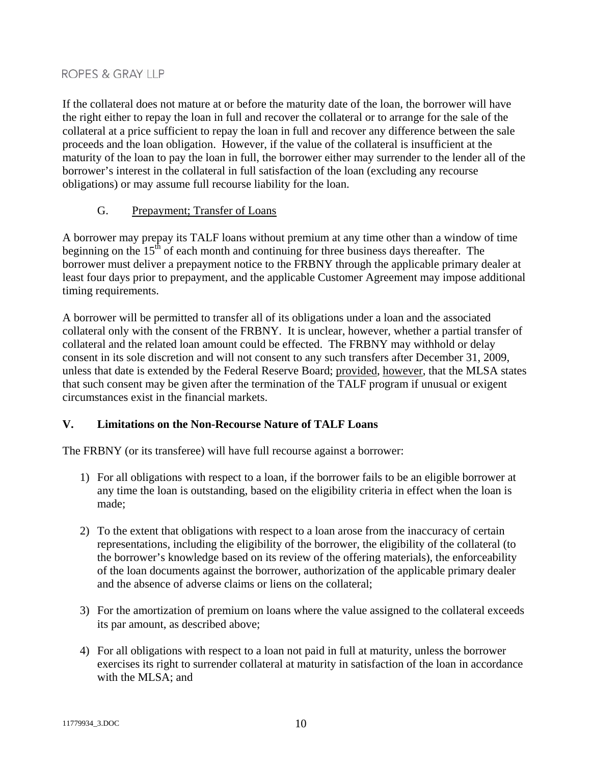If the collateral does not mature at or before the maturity date of the loan, the borrower will have the right either to repay the loan in full and recover the collateral or to arrange for the sale of the collateral at a price sufficient to repay the loan in full and recover any difference between the sale proceeds and the loan obligation. However, if the value of the collateral is insufficient at the maturity of the loan to pay the loan in full, the borrower either may surrender to the lender all of the borrower's interest in the collateral in full satisfaction of the loan (excluding any recourse obligations) or may assume full recourse liability for the loan.

### G. Prepayment; Transfer of Loans

A borrower may prepay its TALF loans without premium at any time other than a window of time beginning on the 15th of each month and continuing for three business days thereafter. The borrower must deliver a prepayment notice to the FRBNY through the applicable primary dealer at least four days prior to prepayment, and the applicable Customer Agreement may impose additional timing requirements.

A borrower will be permitted to transfer all of its obligations under a loan and the associated collateral only with the consent of the FRBNY. It is unclear, however, whether a partial transfer of collateral and the related loan amount could be effected. The FRBNY may withhold or delay consent in its sole discretion and will not consent to any such transfers after December 31, 2009, unless that date is extended by the Federal Reserve Board; provided, however, that the MLSA states that such consent may be given after the termination of the TALF program if unusual or exigent circumstances exist in the financial markets.

## V. Limitations on the Non-Recourse Nature of TALF Loans

The FRBNY (or its transferee) will have full recourse against a borrower:

1) For all obligations with respect to a loan, if the borrower fails to be an eligible borrower at any time the loan is outstanding, based on the eligibility criteria in effect when the loan is made;

2) To the extent that obligations with respect to a loan arose from the inaccuracy of certain representations, including the eligibility of the borrower, the eligibility of the collateral (to the borrower's knowledge based on its review of the offering materials), the enforceability of the loan documents against the borrower, authorization of the applicable primary dealer and the absence of adverse claims or liens on the collateral;

3) For the amortization of premium on loans where the value assigned to the collateral exceeds its par amount, as described above;

4) For all obligations with respect to a loan not paid in full at maturity, unless the borrower exercises its right to surrender collateral at maturity in satisfaction of the loan in accordance with the MLSA; and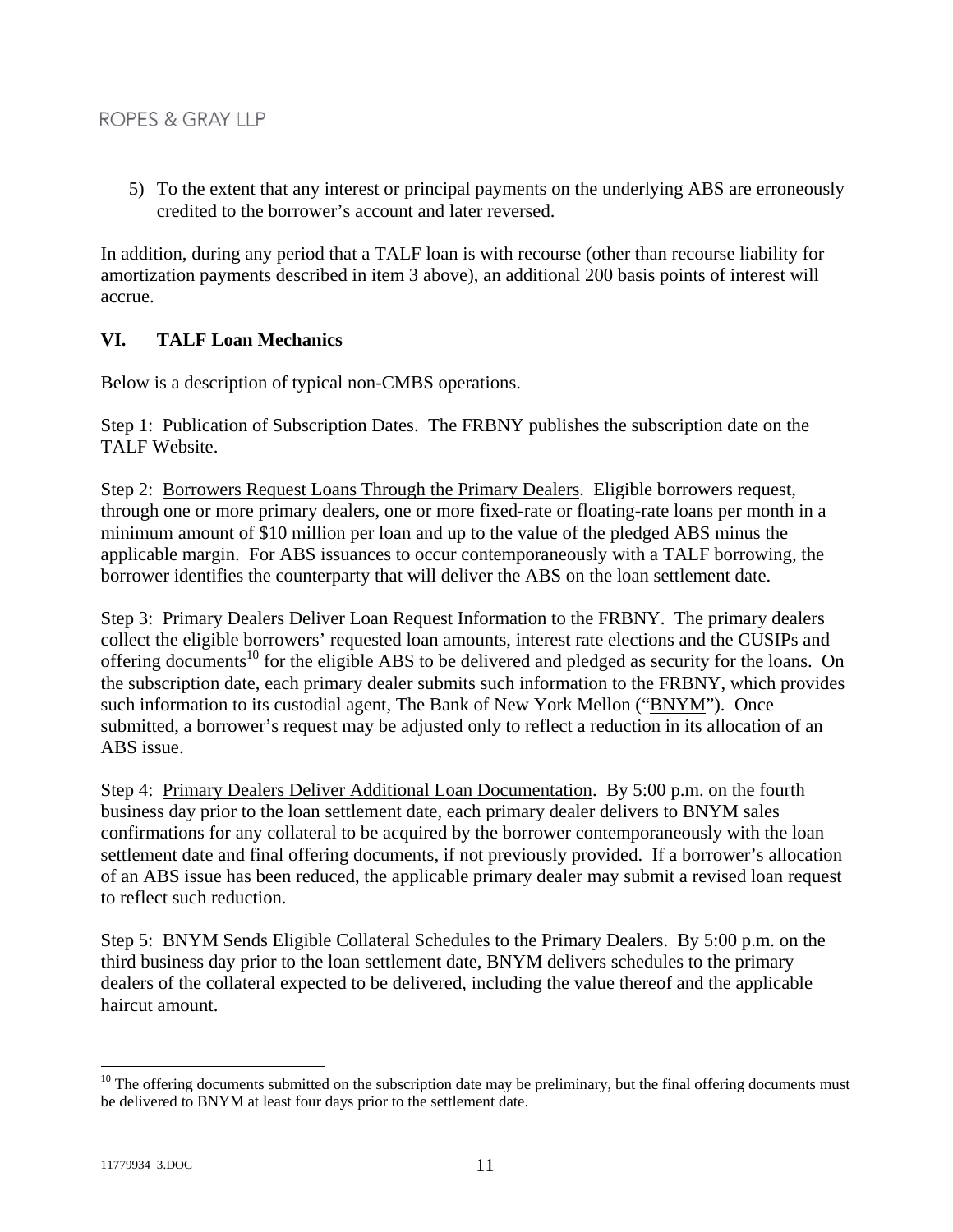5) To the extent that any interest or principal payments on the underlying ABS are erroneously credited to the borrower's account and later reversed.

In addition, during any period that a TALF loan is with recourse (other than recourse liability for amortization payments described in item 3 above), an additional 200 basis points of interest will accrue.

## VI. TALF Loan Mechanics

Below is a description of typical non-CMBS operations.

Step 1: Publication of Subscription Dates. The FRBNY publishes the subscription date on the TALF Website.

Step 2: Borrowers Request Loans Through the Primary Dealers. Eligible borrowers request, through one or more primary dealers, one or more fixed-rate or floating-rate loans per month in a minimum amount of $10 million per loan and up to the value of the pledged ABS minus the applicable margin. For ABS issuances to occur contemporaneously with a TALF borrowing, the borrower identifies the counterparty that will deliver the ABS on the loan settlement date.

Step 3: Primary Dealers Deliver Loan Request Information to the FRBNY. The primary dealers collect the eligible borrowers' requested loan amounts, interest rate elections and the CUSIPs and offering documents[10] for the eligible ABS to be delivered and pledged as security for the loans. On the subscription date, each primary dealer submits such information to the FRBNY, which provides such information to its custodial agent, The Bank of New York Mellon ("BNYM"). Once submitted, a borrower's request may be adjusted only to reflect a reduction in its allocation of an ABS issue.

Step 4: Primary Dealers Deliver Additional Loan Documentation. By 5:00 p.m. on the fourth business day prior to the loan settlement date, each primary dealer delivers to BNYM sales confirmations for any collateral to be acquired by the borrower contemporaneously with the loan settlement date and final offering documents, if not previously provided. If a borrower's allocation of an ABS issue has been reduced, the applicable primary dealer may submit a revised loan request to reflect such reduction.

Step 5: BNYM Sends Eligible Collateral Schedules to the Primary Dealers. By 5:00 p.m. on the third business day prior to the loan settlement date, BNYM delivers schedules to the primary dealers of the collateral expected to be delivered, including the value thereof and the applicable haircut amount.

---

[10] The offering documents submitted on the subscription date may be preliminary, but the final offering documents must be delivered to BNYM at least four days prior to the settlement date.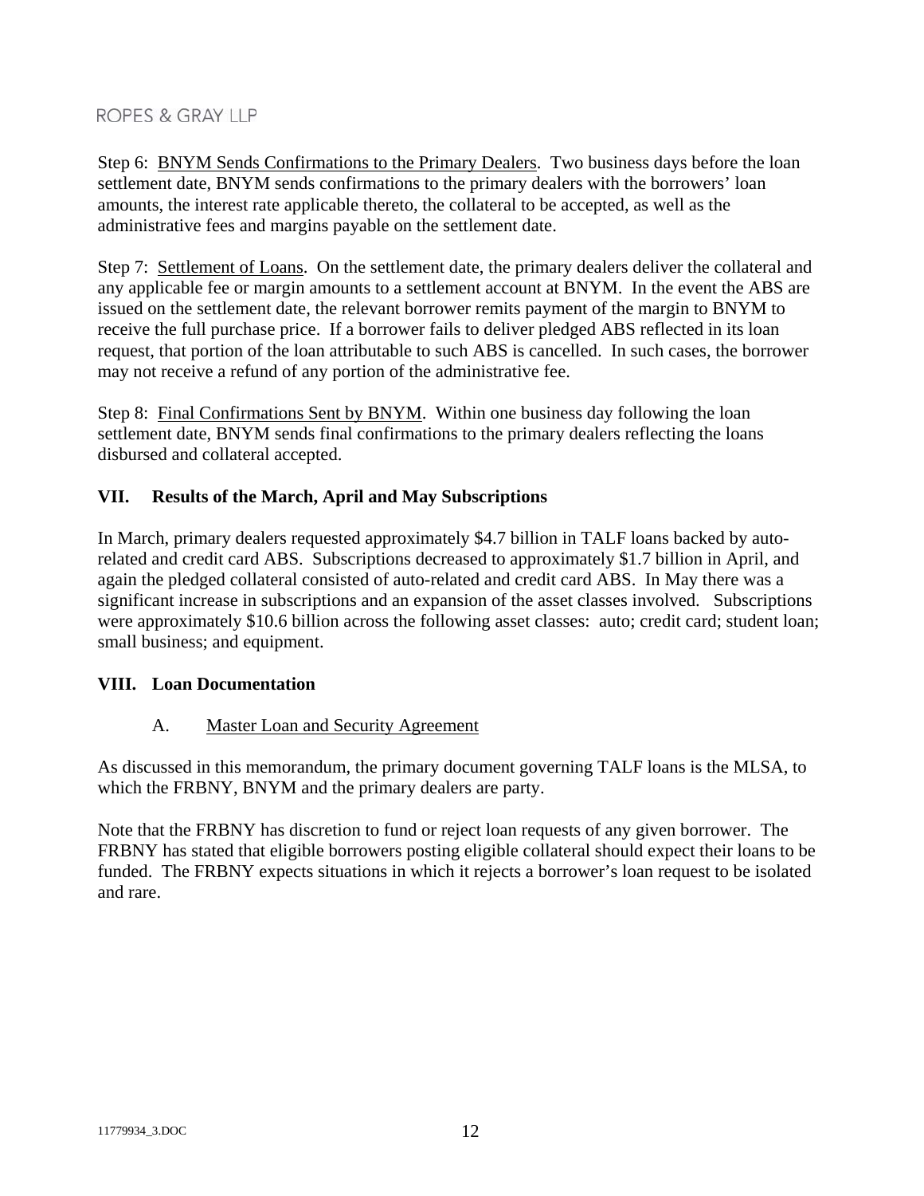Step 6: <u>BNYM Sends Confirmations to the Primary Dealers</u>. Two business days before the loan settlement date, BNYM sends confirmations to the primary dealers with the borrowers' loan amounts, the interest rate applicable thereto, the collateral to be accepted, as well as the administrative fees and margins payable on the settlement date.

Step 7: <u>Settlement of Loans</u>. On the settlement date, the primary dealers deliver the collateral and any applicable fee or margin amounts to a settlement account at BNYM. In the event the ABS are issued on the settlement date, the relevant borrower remits payment of the margin to BNYM to receive the full purchase price. If a borrower fails to deliver pledged ABS reflected in its loan request, that portion of the loan attributable to such ABS is cancelled. In such cases, the borrower may not receive a refund of any portion of the administrative fee.

Step 8: <u>Final Confirmations Sent by BNYM</u>. Within one business day following the loan settlement date, BNYM sends final confirmations to the primary dealers reflecting the loans disbursed and collateral accepted.

## VII. Results of the March, April and May Subscriptions

In March, primary dealers requested approximately $4.7 billion in TALF loans backed by auto-related and credit card ABS. Subscriptions decreased to approximately $1.7 billion in April, and again the pledged collateral consisted of auto-related and credit card ABS. In May there was a significant increase in subscriptions and an expansion of the asset classes involved. Subscriptions were approximately $10.6 billion across the following asset classes: auto; credit card; student loan; small business; and equipment.

## VIII. Loan Documentation

### A. <u>Master Loan and Security Agreement</u>

As discussed in this memorandum, the primary document governing TALF loans is the MLSA, to which the FRBNY, BNYM and the primary dealers are party.

Note that the FRBNY has discretion to fund or reject loan requests of any given borrower. The FRBNY has stated that eligible borrowers posting eligible collateral should expect their loans to be funded. The FRBNY expects situations in which it rejects a borrower's loan request to be isolated and rare.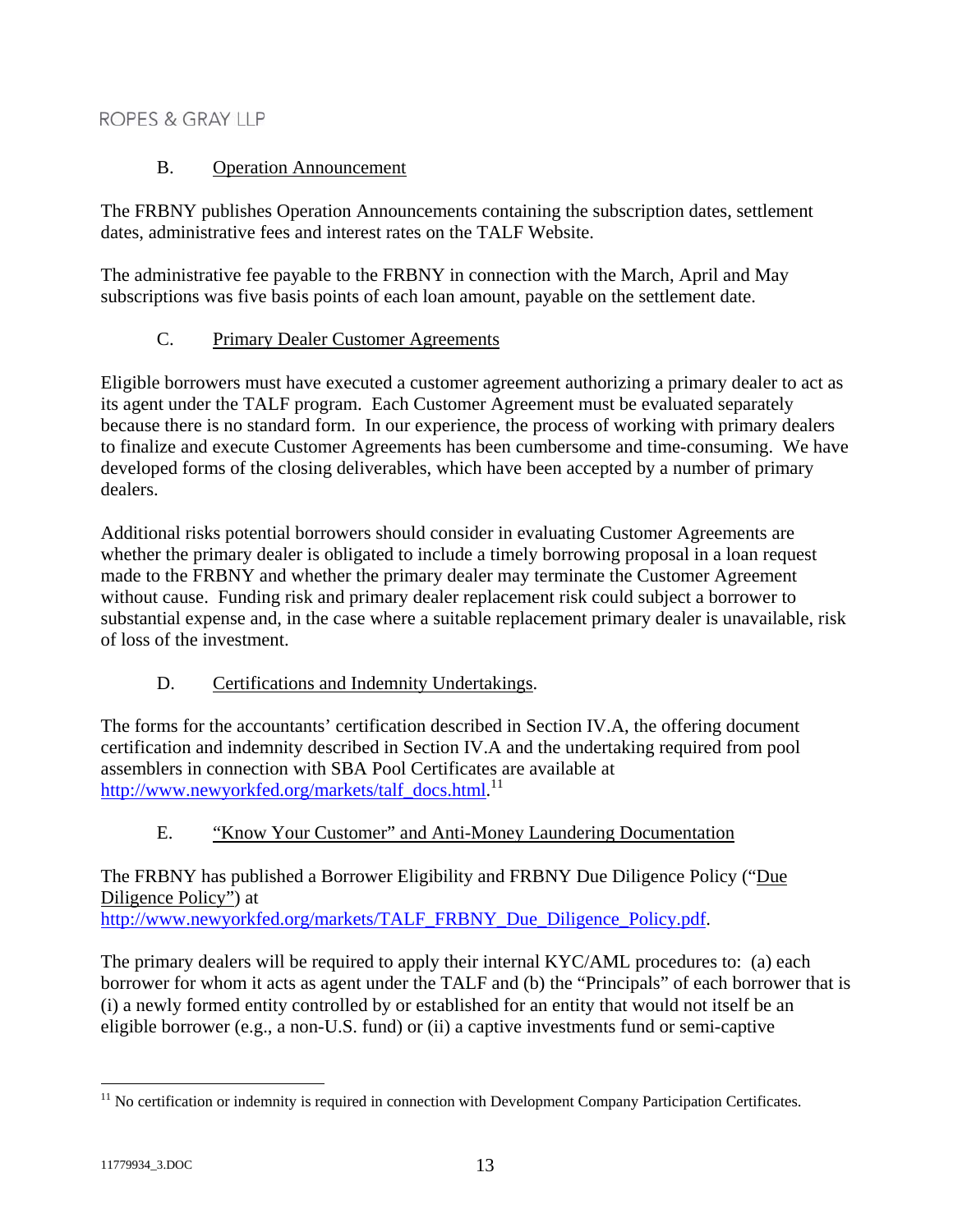### B. Operation Announcement

The FRBNY publishes Operation Announcements containing the subscription dates, settlement dates, administrative fees and interest rates on the TALF Website.

The administrative fee payable to the FRBNY in connection with the March, April and May subscriptions was five basis points of each loan amount, payable on the settlement date.

### C. Primary Dealer Customer Agreements

Eligible borrowers must have executed a customer agreement authorizing a primary dealer to act as its agent under the TALF program. Each Customer Agreement must be evaluated separately because there is no standard form. In our experience, the process of working with primary dealers to finalize and execute Customer Agreements has been cumbersome and time-consuming. We have developed forms of the closing deliverables, which have been accepted by a number of primary dealers.

Additional risks potential borrowers should consider in evaluating Customer Agreements are whether the primary dealer is obligated to include a timely borrowing proposal in a loan request made to the FRBNY and whether the primary dealer may terminate the Customer Agreement without cause. Funding risk and primary dealer replacement risk could subject a borrower to substantial expense and, in the case where a suitable replacement primary dealer is unavailable, risk of loss of the investment.

### D. Certifications and Indemnity Undertakings.

The forms for the accountants' certification described in Section IV.A, the offering document certification and indemnity described in Section IV.A and the undertaking required from pool assemblers in connection with SBA Pool Certificates are available at http://www.newyorkfed.org/markets/talf_docs.html.[11]

### E. "Know Your Customer" and Anti-Money Laundering Documentation

The FRBNY has published a Borrower Eligibility and FRBNY Due Diligence Policy ("Due Diligence Policy") at http://www.newyorkfed.org/markets/TALF_FRBNY_Due_Diligence_Policy.pdf.

The primary dealers will be required to apply their internal KYC/AML procedures to: (a) each borrower for whom it acts as agent under the TALF and (b) the "Principals" of each borrower that is (i) a newly formed entity controlled by or established for an entity that would not itself be an eligible borrower (e.g., a non-U.S. fund) or (ii) a captive investments fund or semi-captive

[11] No certification or indemnity is required in connection with Development Company Participation Certificates.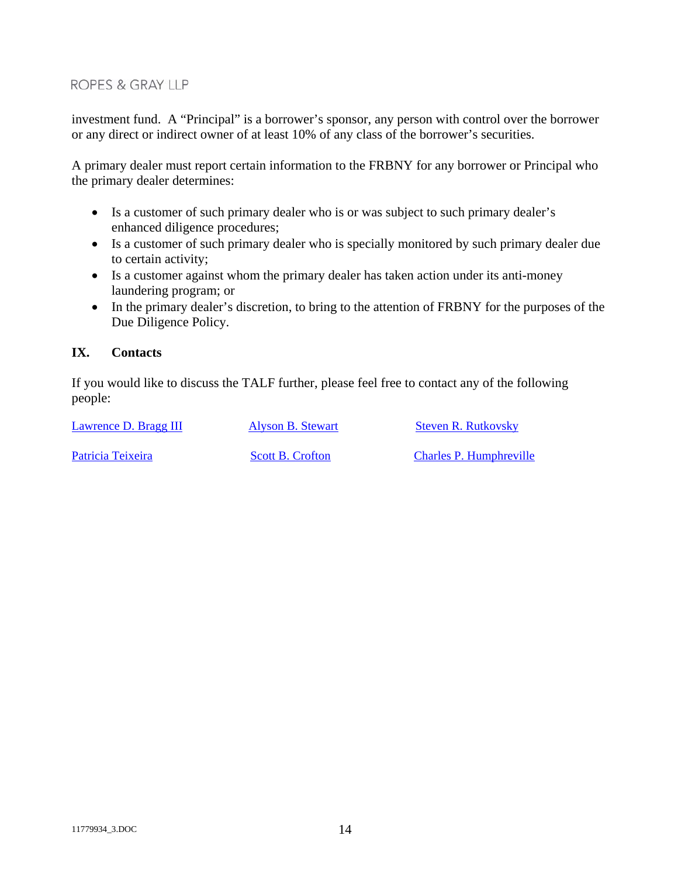investment fund. A "Principal" is a borrower's sponsor, any person with control over the borrower or any direct or indirect owner of at least 10% of any class of the borrower's securities.

A primary dealer must report certain information to the FRBNY for any borrower or Principal who the primary dealer determines:

- Is a customer of such primary dealer who is or was subject to such primary dealer's enhanced diligence procedures;
- Is a customer of such primary dealer who is specially monitored by such primary dealer due to certain activity;
- Is a customer against whom the primary dealer has taken action under its anti-money laundering program; or
- In the primary dealer's discretion, to bring to the attention of FRBNY for the purposes of the Due Diligence Policy.

## IX. Contacts

If you would like to discuss the TALF further, please feel free to contact any of the following people:

| | | |
|---|---|---|
| Lawrence D. Bragg III | Alyson B. Stewart | Steven R. Rutkovsky |
| Patricia Teixeira | Scott B. Crofton | Charles P. Humphreville |